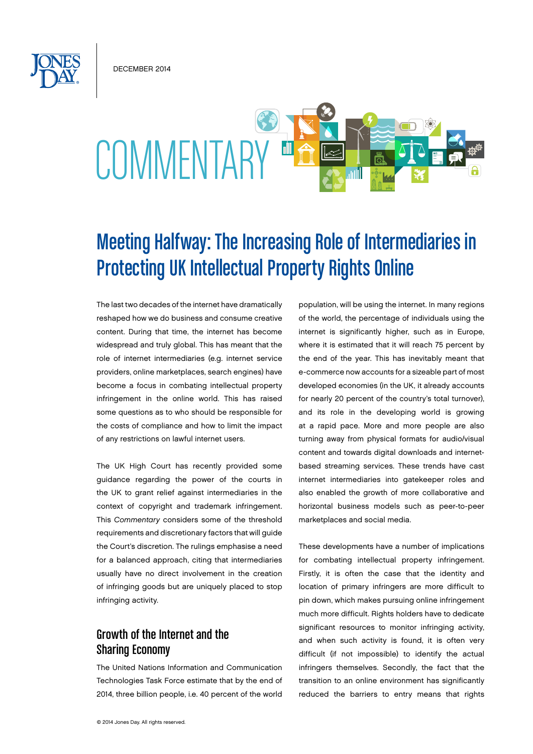DECEMBER 2014

# COMMENTARY

## Meeting Halfway: The Increasing Role of Intermediaries in Protecting UK Intellectual Property Rights Online

The last two decades of the internet have dramatically reshaped how we do business and consume creative content. During that time, the internet has become widespread and truly global. This has meant that the role of internet intermediaries (e.g. internet service providers, online marketplaces, search engines) have become a focus in combating intellectual property infringement in the online world. This has raised some questions as to who should be responsible for the costs of compliance and how to limit the impact of any restrictions on lawful internet users.

The UK High Court has recently provided some guidance regarding the power of the courts in the UK to grant relief against intermediaries in the context of copyright and trademark infringement. This *Commentary* considers some of the threshold requirements and discretionary factors that will guide the Court's discretion. The rulings emphasise a need for a balanced approach, citing that intermediaries usually have no direct involvement in the creation of infringing goods but are uniquely placed to stop infringing activity.

### Growth of the Internet and the Sharing Economy

The United Nations Information and Communication Technologies Task Force estimate that by the end of 2014, three billion people, i.e. 40 percent of the world population, will be using the internet. In many regions of the world, the percentage of individuals using the internet is significantly higher, such as in Europe, where it is estimated that it will reach 75 percent by the end of the year. This has inevitably meant that e-commerce now accounts for a sizeable part of most developed economies (in the UK, it already accounts for nearly 20 percent of the country's total turnover), and its role in the developing world is growing at a rapid pace. More and more people are also turning away from physical formats for audio/visual content and towards digital downloads and internet-based streaming services. These trends have cast internet intermediaries into gatekeeper roles and also enabled the growth of more collaborative and horizontal business models such as peer-to-peer marketplaces and social media.

These developments have a number of implications for combating intellectual property infringement. Firstly, it is often the case that the identity and location of primary infringers are more difficult to pin down, which makes pursuing online infringement much more difficult. Rights holders have to dedicate significant resources to monitor infringing activity, and when such activity is found, it is often very difficult (if not impossible) to identify the actual infringers themselves. Secondly, the fact that the transition to an online environment has significantly reduced the barriers to entry means that rights

© 2014 Jones Day. All rights reserved.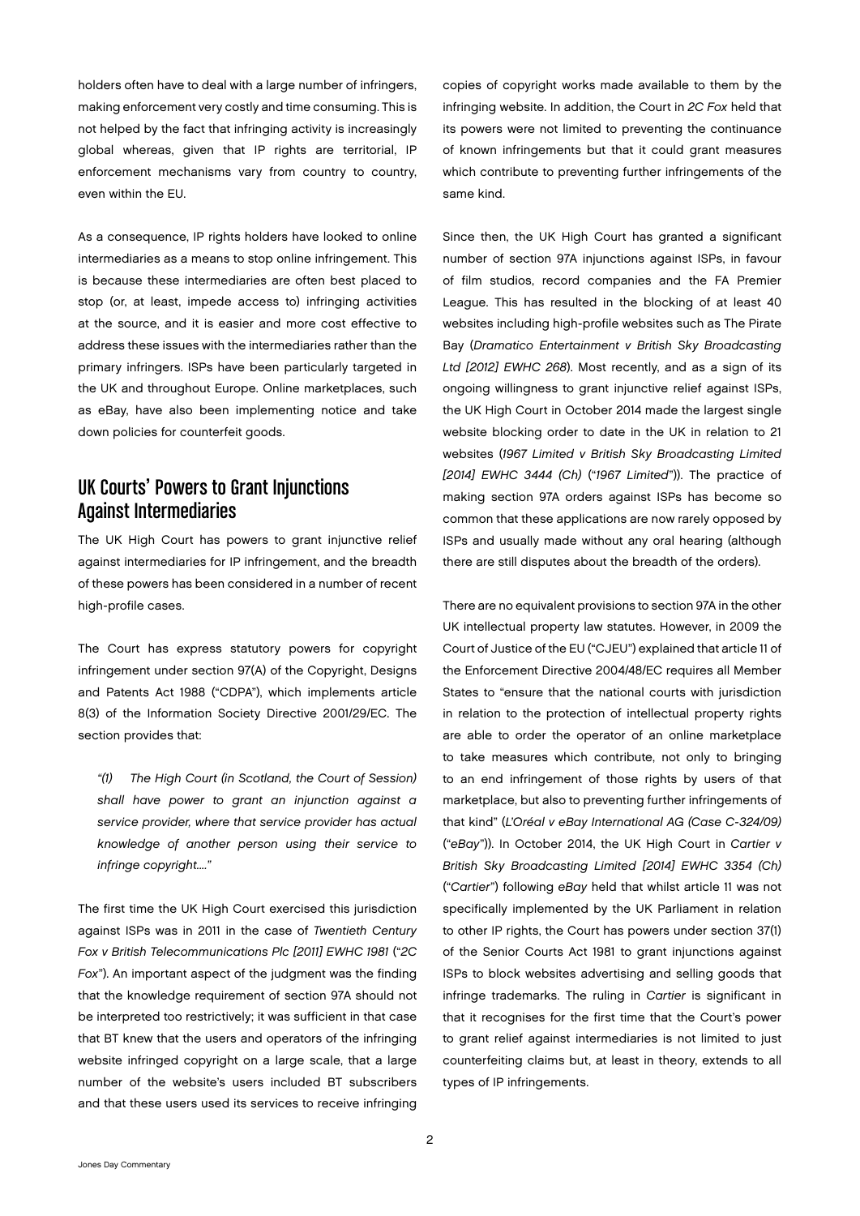holders often have to deal with a large number of infringers, making enforcement very costly and time consuming. This is not helped by the fact that infringing activity is increasingly global whereas, given that IP rights are territorial, IP enforcement mechanisms vary from country to country, even within the EU.

As a consequence, IP rights holders have looked to online intermediaries as a means to stop online infringement. This is because these intermediaries are often best placed to stop (or, at least, impede access to) infringing activities at the source, and it is easier and more cost effective to address these issues with the intermediaries rather than the primary infringers. ISPs have been particularly targeted in the UK and throughout Europe. Online marketplaces, such as eBay, have also been implementing notice and take down policies for counterfeit goods.

## UK Courts' Powers to Grant Injunctions Against Intermediaries

The UK High Court has powers to grant injunctive relief against intermediaries for IP infringement, and the breadth of these powers has been considered in a number of recent high-profile cases.

The Court has express statutory powers for copyright infringement under section 97(A) of the Copyright, Designs and Patents Act 1988 ("CDPA"), which implements article 8(3) of the Information Society Directive 2001/29/EC. The section provides that:

> *"(1) The High Court (in Scotland, the Court of Session) shall have power to grant an injunction against a service provider, where that service provider has actual knowledge of another person using their service to infringe copyright…."*

The first time the UK High Court exercised this jurisdiction against ISPs was in 2011 in the case of *Twentieth Century Fox v British Telecommunications Plc [2011] EWHC 1981* ("*2C Fox*"). An important aspect of the judgment was the finding that the knowledge requirement of section 97A should not be interpreted too restrictively; it was sufficient in that case that BT knew that the users and operators of the infringing website infringed copyright on a large scale, that a large number of the website's users included BT subscribers and that these users used its services to receive infringing copies of copyright works made available to them by the infringing website. In addition, the Court in *2C Fox* held that its powers were not limited to preventing the continuance of known infringements but that it could grant measures which contribute to preventing further infringements of the same kind.

Since then, the UK High Court has granted a significant number of section 97A injunctions against ISPs, in favour of film studios, record companies and the FA Premier League. This has resulted in the blocking of at least 40 websites including high-profile websites such as The Pirate Bay (*Dramatico Entertainment v British Sky Broadcasting Ltd [2012] EWHC 268*). Most recently, and as a sign of its ongoing willingness to grant injunctive relief against ISPs, the UK High Court in October 2014 made the largest single website blocking order to date in the UK in relation to 21 websites (*1967 Limited v British Sky Broadcasting Limited [2014] EWHC 3444 (Ch)* ("*1967 Limited*")). The practice of making section 97A orders against ISPs has become so common that these applications are now rarely opposed by ISPs and usually made without any oral hearing (although there are still disputes about the breadth of the orders).

There are no equivalent provisions to section 97A in the other UK intellectual property law statutes. However, in 2009 the Court of Justice of the EU ("CJEU") explained that article 11 of the Enforcement Directive 2004/48/EC requires all Member States to "ensure that the national courts with jurisdiction in relation to the protection of intellectual property rights are able to order the operator of an online marketplace to take measures which contribute, not only to bringing to an end infringement of those rights by users of that marketplace, but also to preventing further infringements of that kind" (*L'Oréal v eBay International AG (Case C-324/09)* ("*eBay*")). In October 2014, the UK High Court in *Cartier v British Sky Broadcasting Limited [2014] EWHC 3354 (Ch)* ("*Cartier*") following *eBay* held that whilst article 11 was not specifically implemented by the UK Parliament in relation to other IP rights, the Court has powers under section 37(1) of the Senior Courts Act 1981 to grant injunctions against ISPs to block websites advertising and selling goods that infringe trademarks. The ruling in *Cartier* is significant in that it recognises for the first time that the Court's power to grant relief against intermediaries is not limited to just counterfeiting claims but, at least in theory, extends to all types of IP infringements.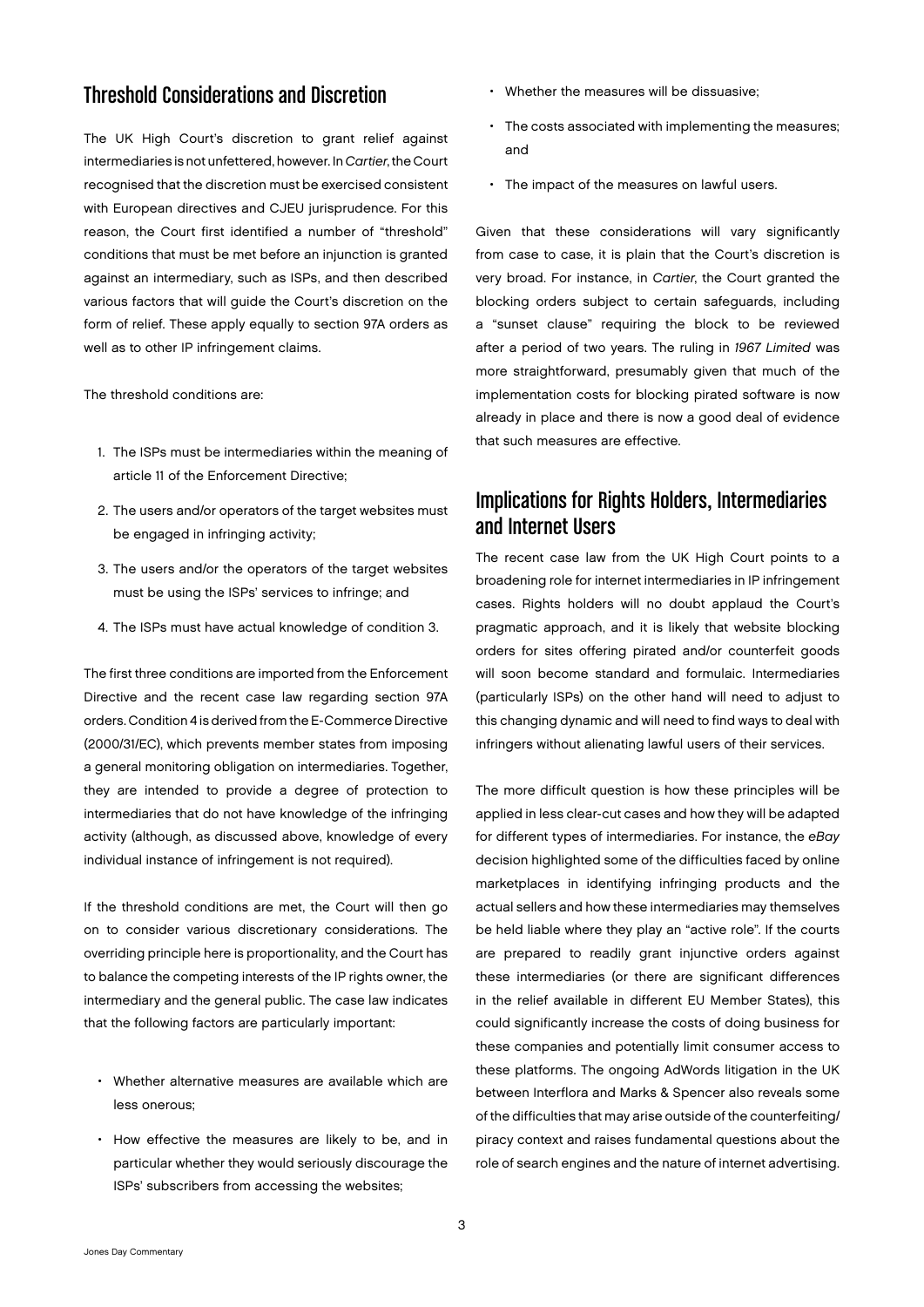## Threshold Considerations and Discretion

The UK High Court's discretion to grant relief against intermediaries is not unfettered, however. In *Cartier*, the Court recognised that the discretion must be exercised consistent with European directives and CJEU jurisprudence. For this reason, the Court first identified a number of "threshold" conditions that must be met before an injunction is granted against an intermediary, such as ISPs, and then described various factors that will guide the Court's discretion on the form of relief. These apply equally to section 97A orders as well as to other IP infringement claims.

The threshold conditions are:

1. The ISPs must be intermediaries within the meaning of article 11 of the Enforcement Directive;
2. The users and/or operators of the target websites must be engaged in infringing activity;
3. The users and/or the operators of the target websites must be using the ISPs' services to infringe; and
4. The ISPs must have actual knowledge of condition 3.

The first three conditions are imported from the Enforcement Directive and the recent case law regarding section 97A orders. Condition 4 is derived from the E-Commerce Directive (2000/31/EC), which prevents member states from imposing a general monitoring obligation on intermediaries. Together, they are intended to provide a degree of protection to intermediaries that do not have knowledge of the infringing activity (although, as discussed above, knowledge of every individual instance of infringement is not required).

If the threshold conditions are met, the Court will then go on to consider various discretionary considerations. The overriding principle here is proportionality, and the Court has to balance the competing interests of the IP rights owner, the intermediary and the general public. The case law indicates that the following factors are particularly important:

- Whether alternative measures are available which are less onerous;
- How effective the measures are likely to be, and in particular whether they would seriously discourage the ISPs' subscribers from accessing the websites;
- Whether the measures will be dissuasive;
- The costs associated with implementing the measures; and
- The impact of the measures on lawful users.

Given that these considerations will vary significantly from case to case, it is plain that the Court's discretion is very broad. For instance, in *Cartier*, the Court granted the blocking orders subject to certain safeguards, including a "sunset clause" requiring the block to be reviewed after a period of two years. The ruling in *1967 Limited* was more straightforward, presumably given that much of the implementation costs for blocking pirated software is now already in place and there is now a good deal of evidence that such measures are effective.

## Implications for Rights Holders, Intermediaries and Internet Users

The recent case law from the UK High Court points to a broadening role for internet intermediaries in IP infringement cases. Rights holders will no doubt applaud the Court's pragmatic approach, and it is likely that website blocking orders for sites offering pirated and/or counterfeit goods will soon become standard and formulaic. Intermediaries (particularly ISPs) on the other hand will need to adjust to this changing dynamic and will need to find ways to deal with infringers without alienating lawful users of their services.

The more difficult question is how these principles will be applied in less clear-cut cases and how they will be adapted for different types of intermediaries. For instance, the *eBay* decision highlighted some of the difficulties faced by online marketplaces in identifying infringing products and the actual sellers and how these intermediaries may themselves be held liable where they play an "active role". If the courts are prepared to readily grant injunctive orders against these intermediaries (or there are significant differences in the relief available in different EU Member States), this could significantly increase the costs of doing business for these companies and potentially limit consumer access to these platforms. The ongoing AdWords litigation in the UK between Interflora and Marks & Spencer also reveals some of the difficulties that may arise outside of the counterfeiting/piracy context and raises fundamental questions about the role of search engines and the nature of internet advertising.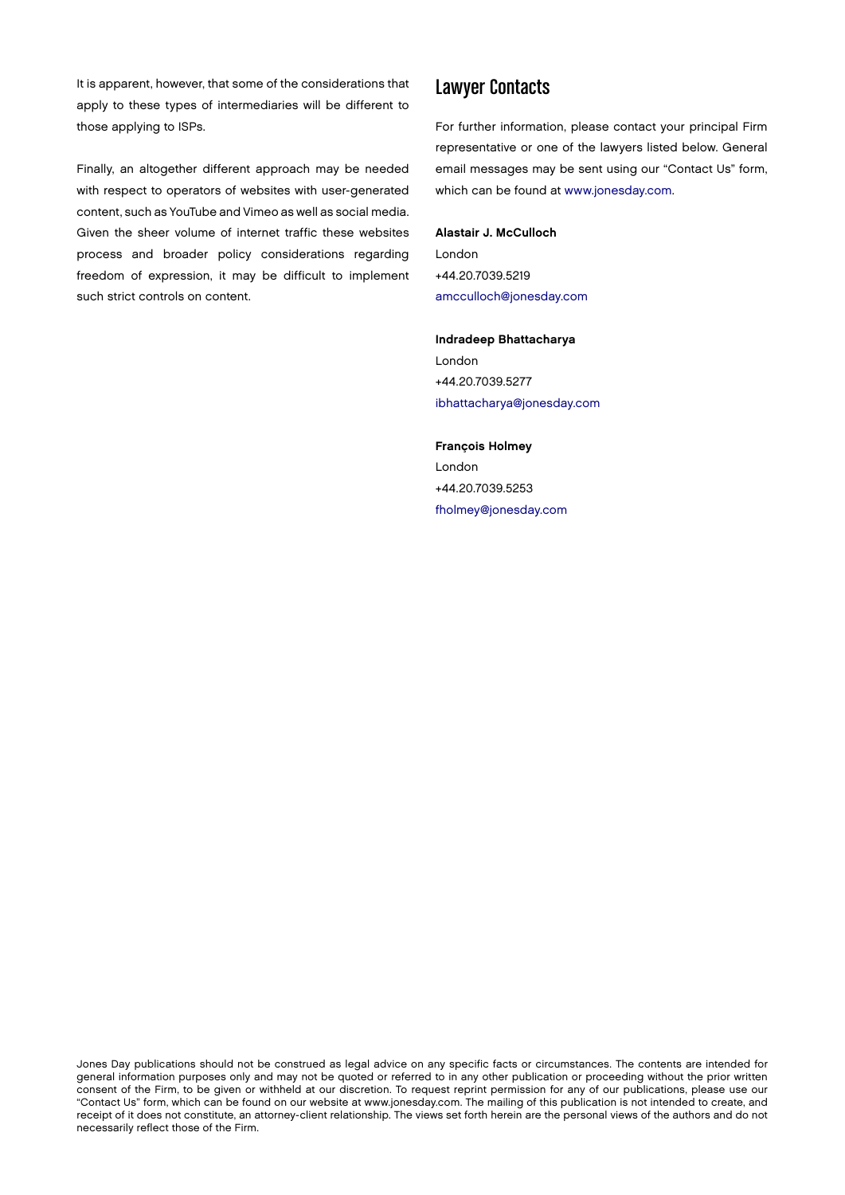It is apparent, however, that some of the considerations that apply to these types of intermediaries will be different to those applying to ISPs.

Finally, an altogether different approach may be needed with respect to operators of websites with user-generated content, such as YouTube and Vimeo as well as social media. Given the sheer volume of internet traffic these websites process and broader policy considerations regarding freedom of expression, it may be difficult to implement such strict controls on content.

## Lawyer Contacts

For further information, please contact your principal Firm representative or one of the lawyers listed below. General email messages may be sent using our "Contact Us" form, which can be found at www.jonesday.com.

**Alastair J. McCulloch**
London
+44.20.7039.5219
amcculloch@jonesday.com

**Indradeep Bhattacharya**
London
+44.20.7039.5277
ibhattacharya@jonesday.com

**François Holmey**
London
+44.20.7039.5253
fholmey@jonesday.com

Jones Day publications should not be construed as legal advice on any specific facts or circumstances. The contents are intended for general information purposes only and may not be quoted or referred to in any other publication or proceeding without the prior written consent of the Firm, to be given or withheld at our discretion. To request reprint permission for any of our publications, please use our "Contact Us" form, which can be found on our website at www.jonesday.com. The mailing of this publication is not intended to create, and receipt of it does not constitute, an attorney-client relationship. The views set forth herein are the personal views of the authors and do not necessarily reflect those of the Firm.